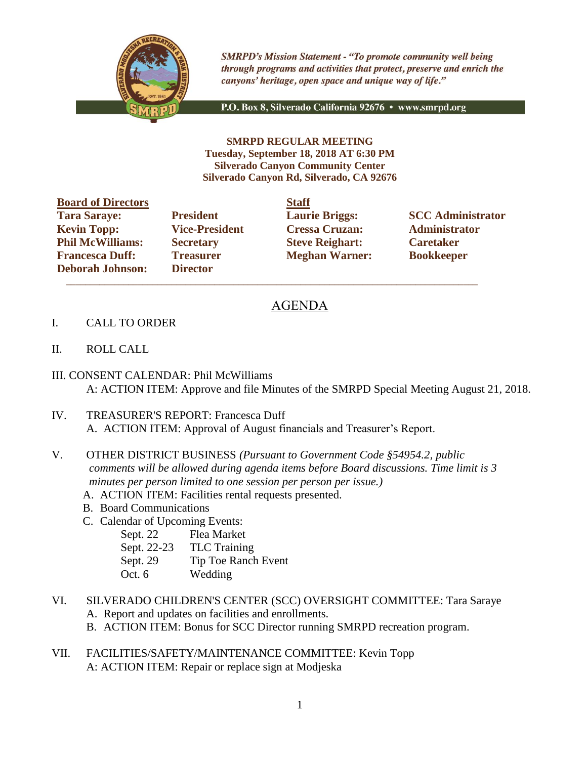*SMRPD's Mission Statement - "To promote community well being through programs and activities that protect, preserve and enrich the canyons' heritage, open space and unique way of life."*

**P.O. Box 8, Silverado California 92676 • www.smrpd.org**

**SMRPD REGULAR MEETING**
**Tuesday, September 18, 2018 AT 6:30 PM**
**Silverado Canyon Community Center**
**Silverado Canyon Rd, Silverado, CA 92676**

| **Board of Directors** | | **Staff** | |
| --- | --- | --- | --- |
| **Tara Saraye:** | **President** | **Laurie Briggs:** | **SCC Administrator** |
| **Kevin Topp:** | **Vice-President** | **Cressa Cruzan:** | **Administrator** |
| **Phil McWilliams:** | **Secretary** | **Steve Reighart:** | **Caretaker** |
| **Francesca Duff:** | **Treasurer** | **Meghan Warner:** | **Bookkeeper** |
| **Deborah Johnson:** | **Director** | | |

# AGENDA

I. CALL TO ORDER

II. ROLL CALL

III. CONSENT CALENDAR: Phil McWilliams
 A: ACTION ITEM: Approve and file Minutes of the SMRPD Special Meeting August 21, 2018.

IV. TREASURER'S REPORT: Francesca Duff
 A. ACTION ITEM: Approval of August financials and Treasurer's Report.

V. OTHER DISTRICT BUSINESS *(Pursuant to Government Code §54954.2, public comments will be allowed during agenda items before Board discussions. Time limit is 3 minutes per person limited to one session per person per issue.)*
 A. ACTION ITEM: Facilities rental requests presented.
 B. Board Communications
 C. Calendar of Upcoming Events:

| | |
| --- | --- |
| Sept. 22 | Flea Market |
| Sept. 22-23 | TLC Training |
| Sept. 29 | Tip Toe Ranch Event |
| Oct. 6 | Wedding |

VI. SILVERADO CHILDREN'S CENTER (SCC) OVERSIGHT COMMITTEE: Tara Saraye
 A. Report and updates on facilities and enrollments.
 B. ACTION ITEM: Bonus for SCC Director running SMRPD recreation program.

VII. FACILITIES/SAFETY/MAINTENANCE COMMITTEE: Kevin Topp
 A: ACTION ITEM: Repair or replace sign at Modjeska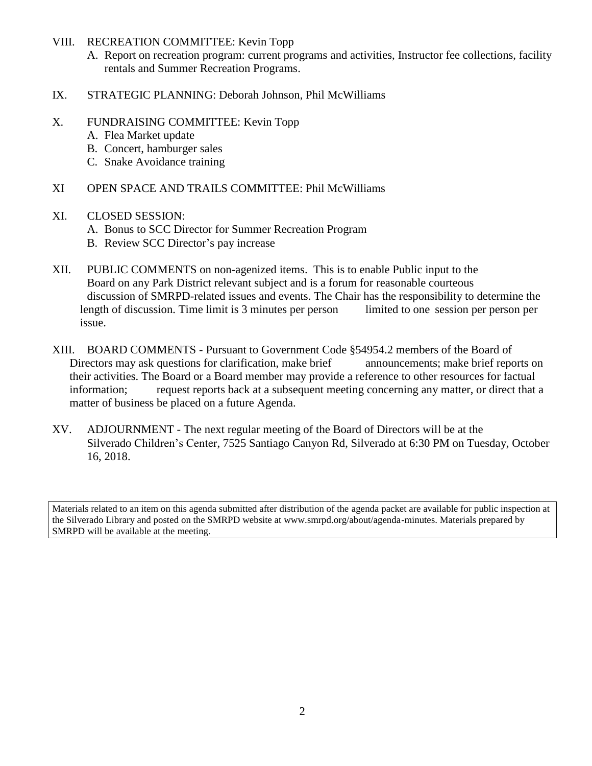VIII. RECREATION COMMITTEE: Kevin Topp

A. Report on recreation program: current programs and activities, Instructor fee collections, facility rentals and Summer Recreation Programs.

IX. STRATEGIC PLANNING: Deborah Johnson, Phil McWilliams

X. FUNDRAISING COMMITTEE: Kevin Topp

A. Flea Market update
B. Concert, hamburger sales
C. Snake Avoidance training

XI OPEN SPACE AND TRAILS COMMITTEE: Phil McWilliams

XI. CLOSED SESSION:

A. Bonus to SCC Director for Summer Recreation Program
B. Review SCC Director's pay increase

XII. PUBLIC COMMENTS on non-agenized items. This is to enable Public input to the Board on any Park District relevant subject and is a forum for reasonable courteous discussion of SMRPD-related issues and events. The Chair has the responsibility to determine the length of discussion. Time limit is 3 minutes per person limited to one session per person per issue.

XIII. BOARD COMMENTS - Pursuant to Government Code §54954.2 members of the Board of Directors may ask questions for clarification, make brief announcements; make brief reports on their activities. The Board or a Board member may provide a reference to other resources for factual information; request reports back at a subsequent meeting concerning any matter, or direct that a matter of business be placed on a future Agenda.

XV. ADJOURNMENT - The next regular meeting of the Board of Directors will be at the Silverado Children's Center, 7525 Santiago Canyon Rd, Silverado at 6:30 PM on Tuesday, October 16, 2018.

Materials related to an item on this agenda submitted after distribution of the agenda packet are available for public inspection at the Silverado Library and posted on the SMRPD website at www.smrpd.org/about/agenda-minutes. Materials prepared by SMRPD will be available at the meeting.